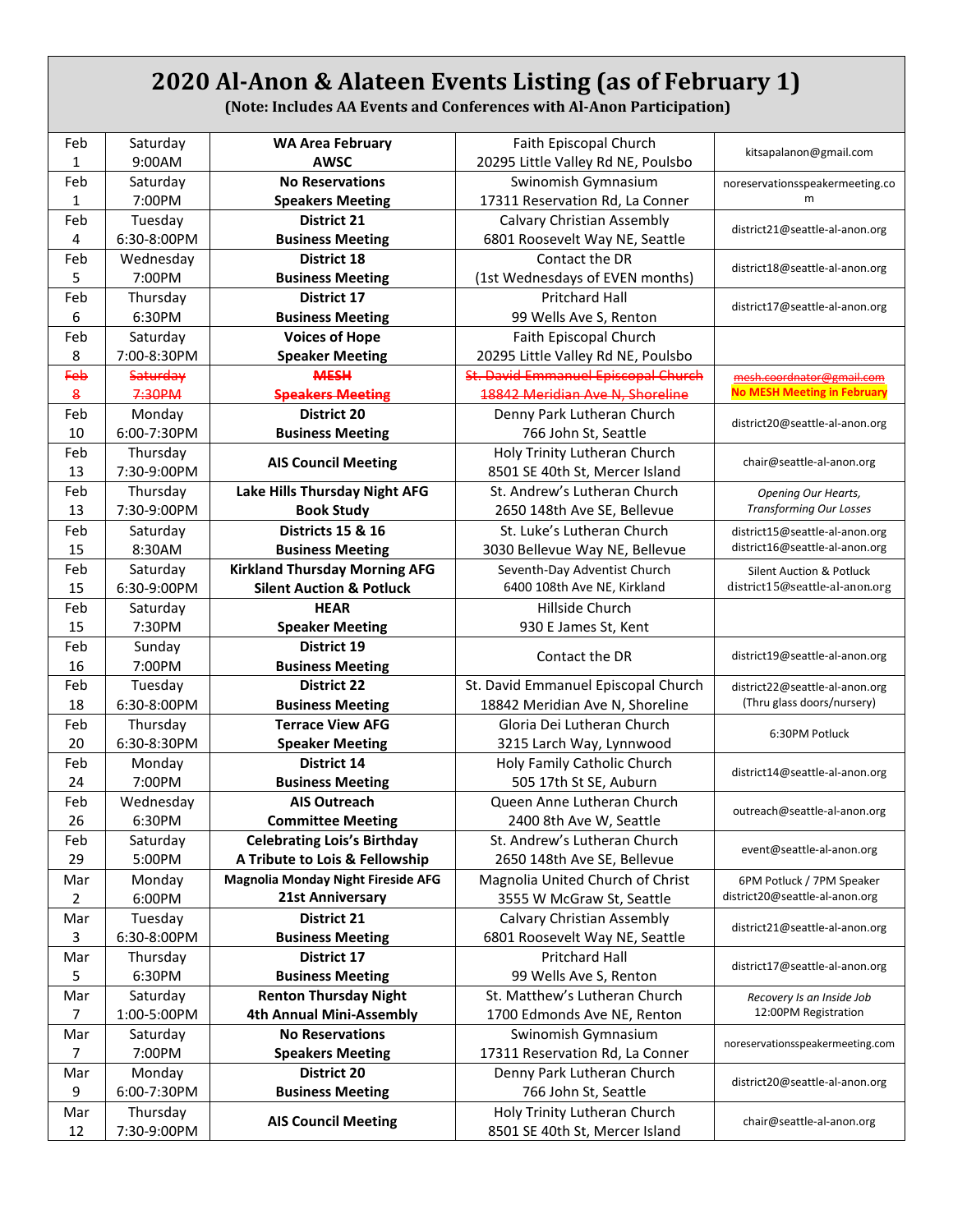# 2020 Al-Anon & Alateen Events Listing (as of February 1)

**(Note: Includes AA Events and Conferences with Al-Anon Participation)**

| Date | Day/Time | Event | Location | Contact |
|---|---|---|---|---|
| Feb 1 | Saturday 9:00AM | **WA Area February AWSC** | Faith Episcopal Church 20295 Little Valley Rd NE, Poulsbo | kitsapalanon@gmail.com |
| Feb 1 | Saturday 7:00PM | **No Reservations Speakers Meeting** | Swinomish Gymnasium 17311 Reservation Rd, La Conner | noreservationsspeakermeeting.com |
| Feb 4 | Tuesday 6:30-8:00PM | **District 21 Business Meeting** | Calvary Christian Assembly 6801 Roosevelt Way NE, Seattle | district21@seattle-al-anon.org |
| Feb 5 | Wednesday 7:00PM | **District 18 Business Meeting** | Contact the DR (1st Wednesdays of EVEN months) | district18@seattle-al-anon.org |
| Feb 6 | Thursday 6:30PM | **District 17 Business Meeting** | Pritchard Hall 99 Wells Ave S, Renton | district17@seattle-al-anon.org |
| Feb 8 | Saturday 7:00-8:30PM | **Voices of Hope Speaker Meeting** | Faith Episcopal Church 20295 Little Valley Rd NE, Poulsbo | |
| ~~Feb 8~~ | ~~Saturday 7:30PM~~ | ~~**MESH Speakers Meeting**~~ | ~~St. David Emmanuel Episcopal Church 18842 Meridian Ave N, Shoreline~~ | ~~mesh.coordnator@gmail.com~~ **No MESH Meeting in February** |
| Feb 10 | Monday 6:00-7:30PM | **District 20 Business Meeting** | Denny Park Lutheran Church 766 John St, Seattle | district20@seattle-al-anon.org |
| Feb 13 | Thursday 7:30-9:00PM | **AIS Council Meeting** | Holy Trinity Lutheran Church 8501 SE 40th St, Mercer Island | chair@seattle-al-anon.org |
| Feb 13 | Thursday 7:30-9:00PM | **Lake Hills Thursday Night AFG Book Study** | St. Andrew's Lutheran Church 2650 148th Ave SE, Bellevue | *Opening Our Hearts, Transforming Our Losses* |
| Feb 15 | Saturday 8:30AM | **Districts 15 & 16 Business Meeting** | St. Luke's Lutheran Church 3030 Bellevue Way NE, Bellevue | district15@seattle-al-anon.org district16@seattle-al-anon.org |
| Feb 15 | Saturday 6:30-9:00PM | **Kirkland Thursday Morning AFG Silent Auction & Potluck** | Seventh-Day Adventist Church 6400 108th Ave NE, Kirkland | Silent Auction & Potluck district15@seattle-al-anon.org |
| Feb 15 | Saturday 7:30PM | **HEAR Speaker Meeting** | Hillside Church 930 E James St, Kent | |
| Feb 16 | Sunday 7:00PM | **District 19 Business Meeting** | Contact the DR | district19@seattle-al-anon.org |
| Feb 18 | Tuesday 6:30-8:00PM | **District 22 Business Meeting** | St. David Emmanuel Episcopal Church 18842 Meridian Ave N, Shoreline | district22@seattle-al-anon.org (Thru glass doors/nursery) |
| Feb 20 | Thursday 6:30-8:30PM | **Terrace View AFG Speaker Meeting** | Gloria Dei Lutheran Church 3215 Larch Way, Lynnwood | 6:30PM Potluck |
| Feb 24 | Monday 7:00PM | **District 14 Business Meeting** | Holy Family Catholic Church 505 17th St SE, Auburn | district14@seattle-al-anon.org |
| Feb 26 | Wednesday 6:30PM | **AIS Outreach Committee Meeting** | Queen Anne Lutheran Church 2400 8th Ave W, Seattle | outreach@seattle-al-anon.org |
| Feb 29 | Saturday 5:00PM | **Celebrating Lois's Birthday A Tribute to Lois & Fellowship** | St. Andrew's Lutheran Church 2650 148th Ave SE, Bellevue | event@seattle-al-anon.org |
| Mar 2 | Monday 6:00PM | **Magnolia Monday Night Fireside AFG 21st Anniversary** | Magnolia United Church of Christ 3555 W McGraw St, Seattle | 6PM Potluck / 7PM Speaker district20@seattle-al-anon.org |
| Mar 3 | Tuesday 6:30-8:00PM | **District 21 Business Meeting** | Calvary Christian Assembly 6801 Roosevelt Way NE, Seattle | district21@seattle-al-anon.org |
| Mar 5 | Thursday 6:30PM | **District 17 Business Meeting** | Pritchard Hall 99 Wells Ave S, Renton | district17@seattle-al-anon.org |
| Mar 7 | Saturday 1:00-5:00PM | **Renton Thursday Night 4th Annual Mini-Assembly** | St. Matthew's Lutheran Church 1700 Edmonds Ave NE, Renton | *Recovery Is an Inside Job* 12:00PM Registration |
| Mar 7 | Saturday 7:00PM | **No Reservations Speakers Meeting** | Swinomish Gymnasium 17311 Reservation Rd, La Conner | noreservationsspeakermeeting.com |
| Mar 9 | Monday 6:00-7:30PM | **District 20 Business Meeting** | Denny Park Lutheran Church 766 John St, Seattle | district20@seattle-al-anon.org |
| Mar 12 | Thursday 7:30-9:00PM | **AIS Council Meeting** | Holy Trinity Lutheran Church 8501 SE 40th St, Mercer Island | chair@seattle-al-anon.org |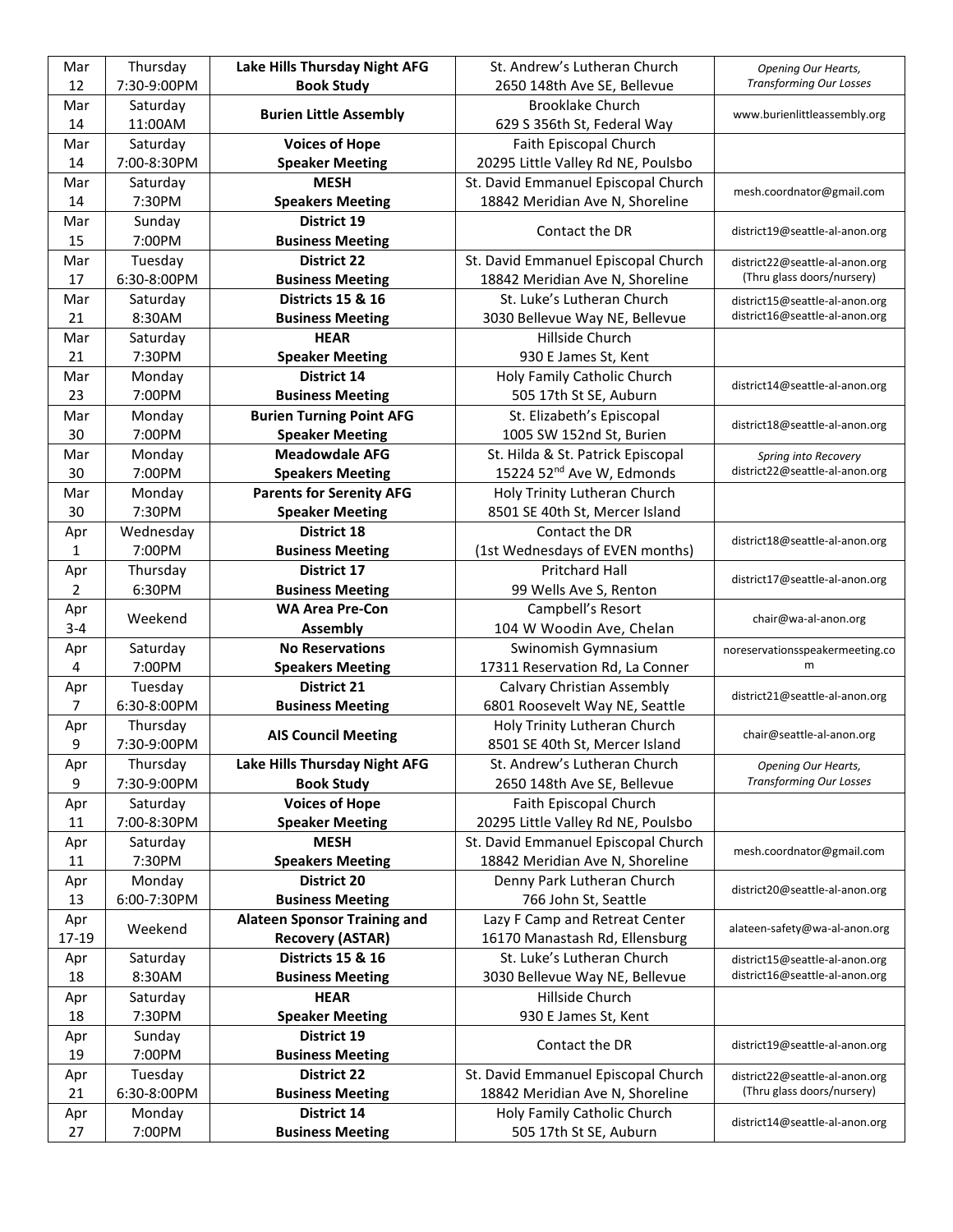| Mar 12 | Thursday 7:30-9:00PM | **Lake Hills Thursday Night AFG Book Study** | St. Andrew's Lutheran Church 2650 148th Ave SE, Bellevue | *Opening Our Hearts, Transforming Our Losses* |
|---|---|---|---|---|
| Mar 14 | Saturday 11:00AM | **Burien Little Assembly** | Brooklake Church 629 S 356th St, Federal Way | www.burienlittleassembly.org |
| Mar 14 | Saturday 7:00-8:30PM | **Voices of Hope Speaker Meeting** | Faith Episcopal Church 20295 Little Valley Rd NE, Poulsbo | |
| Mar 14 | Saturday 7:30PM | **MESH Speakers Meeting** | St. David Emmanuel Episcopal Church 18842 Meridian Ave N, Shoreline | mesh.coordnator@gmail.com |
| Mar 15 | Sunday 7:00PM | **District 19 Business Meeting** | Contact the DR | district19@seattle-al-anon.org |
| Mar 17 | Tuesday 6:30-8:00PM | **District 22 Business Meeting** | St. David Emmanuel Episcopal Church 18842 Meridian Ave N, Shoreline | district22@seattle-al-anon.org (Thru glass doors/nursery) |
| Mar 21 | Saturday 8:30AM | **Districts 15 & 16 Business Meeting** | St. Luke's Lutheran Church 3030 Bellevue Way NE, Bellevue | district15@seattle-al-anon.org district16@seattle-al-anon.org |
| Mar 21 | Saturday 7:30PM | **HEAR Speaker Meeting** | Hillside Church 930 E James St, Kent | |
| Mar 23 | Monday 7:00PM | **District 14 Business Meeting** | Holy Family Catholic Church 505 17th St SE, Auburn | district14@seattle-al-anon.org |
| Mar 30 | Monday 7:00PM | **Burien Turning Point AFG Speaker Meeting** | St. Elizabeth's Episcopal 1005 SW 152nd St, Burien | district18@seattle-al-anon.org |
| Mar 30 | Monday 7:00PM | **Meadowdale AFG Speakers Meeting** | St. Hilda & St. Patrick Episcopal 15224 52nd Ave W, Edmonds | *Spring into Recovery* district22@seattle-al-anon.org |
| Mar 30 | Monday 7:30PM | **Parents for Serenity AFG Speaker Meeting** | Holy Trinity Lutheran Church 8501 SE 40th St, Mercer Island | |
| Apr 1 | Wednesday 7:00PM | **District 18 Business Meeting** | Contact the DR (1st Wednesdays of EVEN months) | district18@seattle-al-anon.org |
| Apr 2 | Thursday 6:30PM | **District 17 Business Meeting** | Pritchard Hall 99 Wells Ave S, Renton | district17@seattle-al-anon.org |
| Apr 3-4 | Weekend | **WA Area Pre-Con Assembly** | Campbell's Resort 104 W Woodin Ave, Chelan | chair@wa-al-anon.org |
| Apr 4 | Saturday 7:00PM | **No Reservations Speakers Meeting** | Swinomish Gymnasium 17311 Reservation Rd, La Conner | noreservationsspeakermeeting.com |
| Apr 7 | Tuesday 6:30-8:00PM | **District 21 Business Meeting** | Calvary Christian Assembly 6801 Roosevelt Way NE, Seattle | district21@seattle-al-anon.org |
| Apr 9 | Thursday 7:30-9:00PM | **AIS Council Meeting** | Holy Trinity Lutheran Church 8501 SE 40th St, Mercer Island | chair@seattle-al-anon.org |
| Apr 9 | Thursday 7:30-9:00PM | **Lake Hills Thursday Night AFG Book Study** | St. Andrew's Lutheran Church 2650 148th Ave SE, Bellevue | *Opening Our Hearts, Transforming Our Losses* |
| Apr 11 | Saturday 7:00-8:30PM | **Voices of Hope Speaker Meeting** | Faith Episcopal Church 20295 Little Valley Rd NE, Poulsbo | |
| Apr 11 | Saturday 7:30PM | **MESH Speakers Meeting** | St. David Emmanuel Episcopal Church 18842 Meridian Ave N, Shoreline | mesh.coordnator@gmail.com |
| Apr 13 | Monday 6:00-7:30PM | **District 20 Business Meeting** | Denny Park Lutheran Church 766 John St, Seattle | district20@seattle-al-anon.org |
| Apr 17-19 | Weekend | **Alateen Sponsor Training and Recovery (ASTAR)** | Lazy F Camp and Retreat Center 16170 Manastash Rd, Ellensburg | alateen-safety@wa-al-anon.org |
| Apr 18 | Saturday 8:30AM | **Districts 15 & 16 Business Meeting** | St. Luke's Lutheran Church 3030 Bellevue Way NE, Bellevue | district15@seattle-al-anon.org district16@seattle-al-anon.org |
| Apr 18 | Saturday 7:30PM | **HEAR Speaker Meeting** | Hillside Church 930 E James St, Kent | |
| Apr 19 | Sunday 7:00PM | **District 19 Business Meeting** | Contact the DR | district19@seattle-al-anon.org |
| Apr 21 | Tuesday 6:30-8:00PM | **District 22 Business Meeting** | St. David Emmanuel Episcopal Church 18842 Meridian Ave N, Shoreline | district22@seattle-al-anon.org (Thru glass doors/nursery) |
| Apr 27 | Monday 7:00PM | **District 14 Business Meeting** | Holy Family Catholic Church 505 17th St SE, Auburn | district14@seattle-al-anon.org |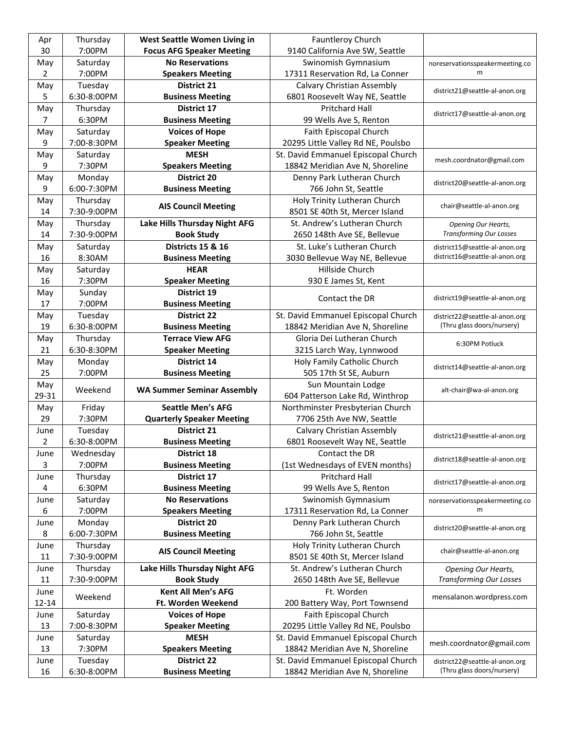| Apr 30 | Thursday 7:00PM | **West Seattle Women Living in Focus AFG Speaker Meeting** | Fauntleroy Church 9140 California Ave SW, Seattle | |
|---|---|---|---|---|
| May 2 | Saturday 7:00PM | **No Reservations Speakers Meeting** | Swinomish Gymnasium 17311 Reservation Rd, La Conner | noreservationsspeakermeeting.com |
| May 5 | Tuesday 6:30-8:00PM | **District 21 Business Meeting** | Calvary Christian Assembly 6801 Roosevelt Way NE, Seattle | district21@seattle-al-anon.org |
| May 7 | Thursday 6:30PM | **District 17 Business Meeting** | Pritchard Hall 99 Wells Ave S, Renton | district17@seattle-al-anon.org |
| May 9 | Saturday 7:00-8:30PM | **Voices of Hope Speaker Meeting** | Faith Episcopal Church 20295 Little Valley Rd NE, Poulsbo | |
| May 9 | Saturday 7:30PM | **MESH Speakers Meeting** | St. David Emmanuel Episcopal Church 18842 Meridian Ave N, Shoreline | mesh.coordnator@gmail.com |
| May 9 | Monday 6:00-7:30PM | **District 20 Business Meeting** | Denny Park Lutheran Church 766 John St, Seattle | district20@seattle-al-anon.org |
| May 14 | Thursday 7:30-9:00PM | **AIS Council Meeting** | Holy Trinity Lutheran Church 8501 SE 40th St, Mercer Island | chair@seattle-al-anon.org |
| May 14 | Thursday 7:30-9:00PM | **Lake Hills Thursday Night AFG Book Study** | St. Andrew's Lutheran Church 2650 148th Ave SE, Bellevue | *Opening Our Hearts, Transforming Our Losses* |
| May 16 | Saturday 8:30AM | **Districts 15 & 16 Business Meeting** | St. Luke's Lutheran Church 3030 Bellevue Way NE, Bellevue | district15@seattle-al-anon.org district16@seattle-al-anon.org |
| May 16 | Saturday 7:30PM | **HEAR Speaker Meeting** | Hillside Church 930 E James St, Kent | |
| May 17 | Sunday 7:00PM | **District 19 Business Meeting** | Contact the DR | district19@seattle-al-anon.org |
| May 19 | Tuesday 6:30-8:00PM | **District 22 Business Meeting** | St. David Emmanuel Episcopal Church 18842 Meridian Ave N, Shoreline | district22@seattle-al-anon.org (Thru glass doors/nursery) |
| May 21 | Thursday 6:30-8:30PM | **Terrace View AFG Speaker Meeting** | Gloria Dei Lutheran Church 3215 Larch Way, Lynnwood | 6:30PM Potluck |
| May 25 | Monday 7:00PM | **District 14 Business Meeting** | Holy Family Catholic Church 505 17th St SE, Auburn | district14@seattle-al-anon.org |
| May 29-31 | Weekend | **WA Summer Seminar Assembly** | Sun Mountain Lodge 604 Patterson Lake Rd, Winthrop | alt-chair@wa-al-anon.org |
| May 29 | Friday 7:30PM | **Seattle Men's AFG Quarterly Speaker Meeting** | Northminster Presbyterian Church 7706 25th Ave NW, Seattle | |
| June 2 | Tuesday 6:30-8:00PM | **District 21 Business Meeting** | Calvary Christian Assembly 6801 Roosevelt Way NE, Seattle | district21@seattle-al-anon.org |
| June 3 | Wednesday 7:00PM | **District 18 Business Meeting** | Contact the DR (1st Wednesdays of EVEN months) | district18@seattle-al-anon.org |
| June 4 | Thursday 6:30PM | **District 17 Business Meeting** | Pritchard Hall 99 Wells Ave S, Renton | district17@seattle-al-anon.org |
| June 6 | Saturday 7:00PM | **No Reservations Speakers Meeting** | Swinomish Gymnasium 17311 Reservation Rd, La Conner | noreservationsspeakermeeting.com |
| June 8 | Monday 6:00-7:30PM | **District 20 Business Meeting** | Denny Park Lutheran Church 766 John St, Seattle | district20@seattle-al-anon.org |
| June 11 | Thursday 7:30-9:00PM | **AIS Council Meeting** | Holy Trinity Lutheran Church 8501 SE 40th St, Mercer Island | chair@seattle-al-anon.org |
| June 11 | Thursday 7:30-9:00PM | **Lake Hills Thursday Night AFG Book Study** | St. Andrew's Lutheran Church 2650 148th Ave SE, Bellevue | *Opening Our Hearts, Transforming Our Losses* |
| June 12-14 | Weekend | **Kent All Men's AFG Ft. Worden Weekend** | Ft. Worden 200 Battery Way, Port Townsend | mensalanon.wordpress.com |
| June 13 | Saturday 7:00-8:30PM | **Voices of Hope Speaker Meeting** | Faith Episcopal Church 20295 Little Valley Rd NE, Poulsbo | |
| June 13 | Saturday 7:30PM | **MESH Speakers Meeting** | St. David Emmanuel Episcopal Church 18842 Meridian Ave N, Shoreline | mesh.coordnator@gmail.com |
| June 16 | Tuesday 6:30-8:00PM | **District 22 Business Meeting** | St. David Emmanuel Episcopal Church 18842 Meridian Ave N, Shoreline | district22@seattle-al-anon.org (Thru glass doors/nursery) |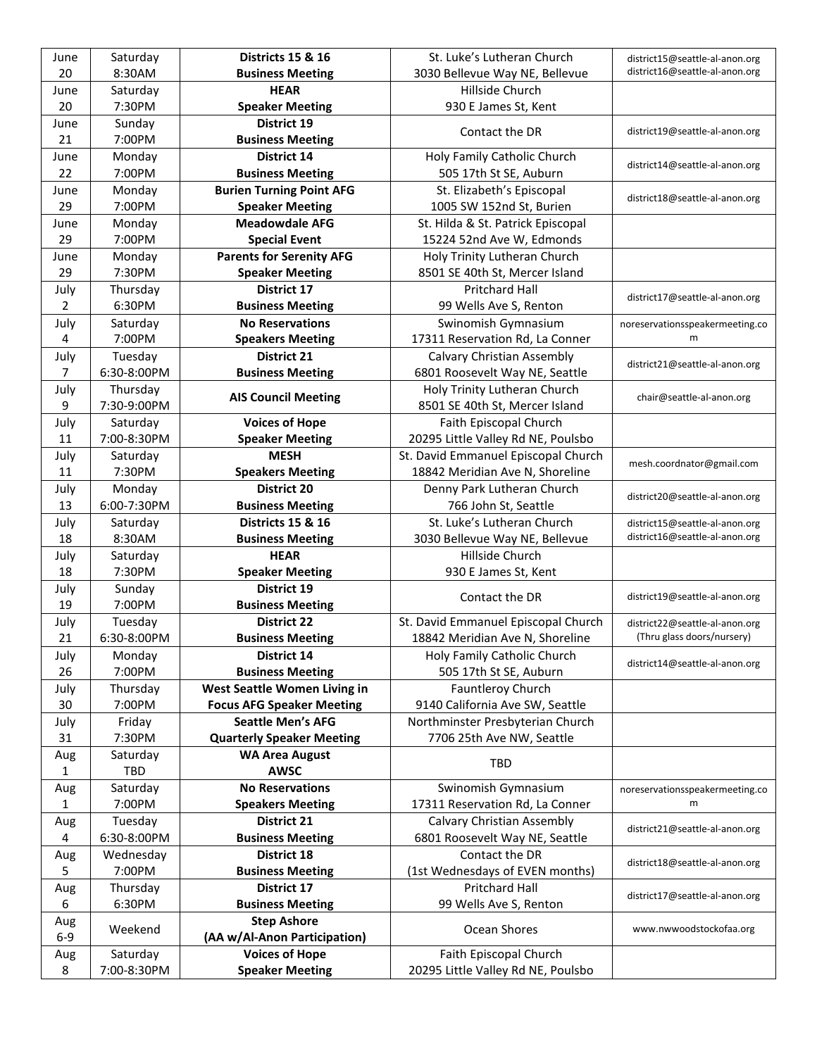| June 20 | Saturday 8:30AM | **Districts 15 & 16 Business Meeting** | St. Luke's Lutheran Church 3030 Bellevue Way NE, Bellevue | district15@seattle-al-anon.org district16@seattle-al-anon.org |
|---|---|---|---|---|
| June 20 | Saturday 7:30PM | **HEAR Speaker Meeting** | Hillside Church 930 E James St, Kent | |
| June 21 | Sunday 7:00PM | **District 19 Business Meeting** | Contact the DR | district19@seattle-al-anon.org |
| June 22 | Monday 7:00PM | **District 14 Business Meeting** | Holy Family Catholic Church 505 17th St SE, Auburn | district14@seattle-al-anon.org |
| June 29 | Monday 7:00PM | **Burien Turning Point AFG Speaker Meeting** | St. Elizabeth's Episcopal 1005 SW 152nd St, Burien | district18@seattle-al-anon.org |
| June 29 | Monday 7:00PM | **Meadowdale AFG Special Event** | St. Hilda & St. Patrick Episcopal 15224 52nd Ave W, Edmonds | |
| June 29 | Monday 7:30PM | **Parents for Serenity AFG Speaker Meeting** | Holy Trinity Lutheran Church 8501 SE 40th St, Mercer Island | |
| July 2 | Thursday 6:30PM | **District 17 Business Meeting** | Pritchard Hall 99 Wells Ave S, Renton | district17@seattle-al-anon.org |
| July 4 | Saturday 7:00PM | **No Reservations Speakers Meeting** | Swinomish Gymnasium 17311 Reservation Rd, La Conner | noreservationsspeakermeeting.com |
| July 7 | Tuesday 6:30-8:00PM | **District 21 Business Meeting** | Calvary Christian Assembly 6801 Roosevelt Way NE, Seattle | district21@seattle-al-anon.org |
| July 9 | Thursday 7:30-9:00PM | **AIS Council Meeting** | Holy Trinity Lutheran Church 8501 SE 40th St, Mercer Island | chair@seattle-al-anon.org |
| July 11 | Saturday 7:00-8:30PM | **Voices of Hope Speaker Meeting** | Faith Episcopal Church 20295 Little Valley Rd NE, Poulsbo | |
| July 11 | Saturday 7:30PM | **MESH Speakers Meeting** | St. David Emmanuel Episcopal Church 18842 Meridian Ave N, Shoreline | mesh.coordnator@gmail.com |
| July 13 | Monday 6:00-7:30PM | **District 20 Business Meeting** | Denny Park Lutheran Church 766 John St, Seattle | district20@seattle-al-anon.org |
| July 18 | Saturday 8:30AM | **Districts 15 & 16 Business Meeting** | St. Luke's Lutheran Church 3030 Bellevue Way NE, Bellevue | district15@seattle-al-anon.org district16@seattle-al-anon.org |
| July 18 | Saturday 7:30PM | **HEAR Speaker Meeting** | Hillside Church 930 E James St, Kent | |
| July 19 | Sunday 7:00PM | **District 19 Business Meeting** | Contact the DR | district19@seattle-al-anon.org |
| July 21 | Tuesday 6:30-8:00PM | **District 22 Business Meeting** | St. David Emmanuel Episcopal Church 18842 Meridian Ave N, Shoreline | district22@seattle-al-anon.org (Thru glass doors/nursery) |
| July 26 | Monday 7:00PM | **District 14 Business Meeting** | Holy Family Catholic Church 505 17th St SE, Auburn | district14@seattle-al-anon.org |
| July 30 | Thursday 7:00PM | **West Seattle Women Living in Focus AFG Speaker Meeting** | Fauntleroy Church 9140 California Ave SW, Seattle | |
| July 31 | Friday 7:30PM | **Seattle Men's AFG Quarterly Speaker Meeting** | Northminster Presbyterian Church 7706 25th Ave NW, Seattle | |
| Aug 1 | Saturday TBD | **WA Area August AWSC** | TBD | |
| Aug 1 | Saturday 7:00PM | **No Reservations Speakers Meeting** | Swinomish Gymnasium 17311 Reservation Rd, La Conner | noreservationsspeakermeeting.com |
| Aug 4 | Tuesday 6:30-8:00PM | **District 21 Business Meeting** | Calvary Christian Assembly 6801 Roosevelt Way NE, Seattle | district21@seattle-al-anon.org |
| Aug 5 | Wednesday 7:00PM | **District 18 Business Meeting** | Contact the DR (1st Wednesdays of EVEN months) | district18@seattle-al-anon.org |
| Aug 6 | Thursday 6:30PM | **District 17 Business Meeting** | Pritchard Hall 99 Wells Ave S, Renton | district17@seattle-al-anon.org |
| Aug 6-9 | Weekend | **Step Ashore (AA w/Al-Anon Participation)** | Ocean Shores | www.nwwoodstockofaa.org |
| Aug 8 | Saturday 7:00-8:30PM | **Voices of Hope Speaker Meeting** | Faith Episcopal Church 20295 Little Valley Rd NE, Poulsbo | |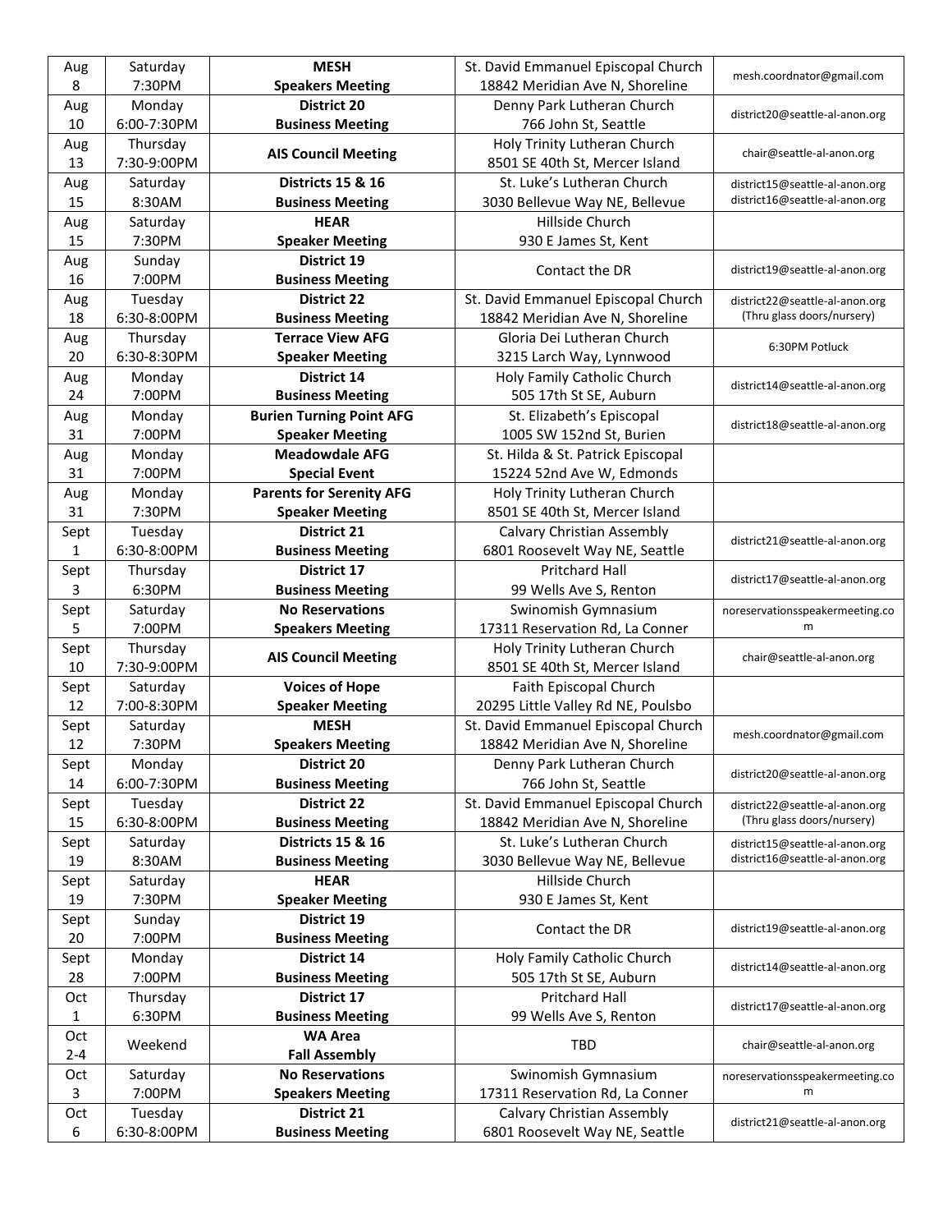| | | | | |
|---|---|---|---|---|
| Aug 8 | Saturday 7:30PM | **MESH Speakers Meeting** | St. David Emmanuel Episcopal Church 18842 Meridian Ave N, Shoreline | mesh.coordnator@gmail.com |
| Aug 10 | Monday 6:00-7:30PM | **District 20 Business Meeting** | Denny Park Lutheran Church 766 John St, Seattle | district20@seattle-al-anon.org |
| Aug 13 | Thursday 7:30-9:00PM | **AIS Council Meeting** | Holy Trinity Lutheran Church 8501 SE 40th St, Mercer Island | chair@seattle-al-anon.org |
| Aug 15 | Saturday 8:30AM | **Districts 15 & 16 Business Meeting** | St. Luke's Lutheran Church 3030 Bellevue Way NE, Bellevue | district15@seattle-al-anon.org district16@seattle-al-anon.org |
| Aug 15 | Saturday 7:30PM | **HEAR Speaker Meeting** | Hillside Church 930 E James St, Kent | |
| Aug 16 | Sunday 7:00PM | **District 19 Business Meeting** | Contact the DR | district19@seattle-al-anon.org |
| Aug 18 | Tuesday 6:30-8:00PM | **District 22 Business Meeting** | St. David Emmanuel Episcopal Church 18842 Meridian Ave N, Shoreline | district22@seattle-al-anon.org (Thru glass doors/nursery) |
| Aug 20 | Thursday 6:30-8:30PM | **Terrace View AFG Speaker Meeting** | Gloria Dei Lutheran Church 3215 Larch Way, Lynnwood | 6:30PM Potluck |
| Aug 24 | Monday 7:00PM | **District 14 Business Meeting** | Holy Family Catholic Church 505 17th St SE, Auburn | district14@seattle-al-anon.org |
| Aug 31 | Monday 7:00PM | **Burien Turning Point AFG Speaker Meeting** | St. Elizabeth's Episcopal 1005 SW 152nd St, Burien | district18@seattle-al-anon.org |
| Aug 31 | Monday 7:00PM | **Meadowdale AFG Special Event** | St. Hilda & St. Patrick Episcopal 15224 52nd Ave W, Edmonds | |
| Aug 31 | Monday 7:30PM | **Parents for Serenity AFG Speaker Meeting** | Holy Trinity Lutheran Church 8501 SE 40th St, Mercer Island | |
| Sept 1 | Tuesday 6:30-8:00PM | **District 21 Business Meeting** | Calvary Christian Assembly 6801 Roosevelt Way NE, Seattle | district21@seattle-al-anon.org |
| Sept 3 | Thursday 6:30PM | **District 17 Business Meeting** | Pritchard Hall 99 Wells Ave S, Renton | district17@seattle-al-anon.org |
| Sept 5 | Saturday 7:00PM | **No Reservations Speakers Meeting** | Swinomish Gymnasium 17311 Reservation Rd, La Conner | noreservationsspeakermeeting.com |
| Sept 10 | Thursday 7:30-9:00PM | **AIS Council Meeting** | Holy Trinity Lutheran Church 8501 SE 40th St, Mercer Island | chair@seattle-al-anon.org |
| Sept 12 | Saturday 7:00-8:30PM | **Voices of Hope Speaker Meeting** | Faith Episcopal Church 20295 Little Valley Rd NE, Poulsbo | |
| Sept 12 | Saturday 7:30PM | **MESH Speakers Meeting** | St. David Emmanuel Episcopal Church 18842 Meridian Ave N, Shoreline | mesh.coordnator@gmail.com |
| Sept 14 | Monday 6:00-7:30PM | **District 20 Business Meeting** | Denny Park Lutheran Church 766 John St, Seattle | district20@seattle-al-anon.org |
| Sept 15 | Tuesday 6:30-8:00PM | **District 22 Business Meeting** | St. David Emmanuel Episcopal Church 18842 Meridian Ave N, Shoreline | district22@seattle-al-anon.org (Thru glass doors/nursery) |
| Sept 19 | Saturday 8:30AM | **Districts 15 & 16 Business Meeting** | St. Luke's Lutheran Church 3030 Bellevue Way NE, Bellevue | district15@seattle-al-anon.org district16@seattle-al-anon.org |
| Sept 19 | Saturday 7:30PM | **HEAR Speaker Meeting** | Hillside Church 930 E James St, Kent | |
| Sept 20 | Sunday 7:00PM | **District 19 Business Meeting** | Contact the DR | district19@seattle-al-anon.org |
| Sept 28 | Monday 7:00PM | **District 14 Business Meeting** | Holy Family Catholic Church 505 17th St SE, Auburn | district14@seattle-al-anon.org |
| Oct 1 | Thursday 6:30PM | **District 17 Business Meeting** | Pritchard Hall 99 Wells Ave S, Renton | district17@seattle-al-anon.org |
| Oct 2-4 | Weekend | **WA Area Fall Assembly** | TBD | chair@seattle-al-anon.org |
| Oct 3 | Saturday 7:00PM | **No Reservations Speakers Meeting** | Swinomish Gymnasium 17311 Reservation Rd, La Conner | noreservationsspeakermeeting.com |
| Oct 6 | Tuesday 6:30-8:00PM | **District 21 Business Meeting** | Calvary Christian Assembly 6801 Roosevelt Way NE, Seattle | district21@seattle-al-anon.org |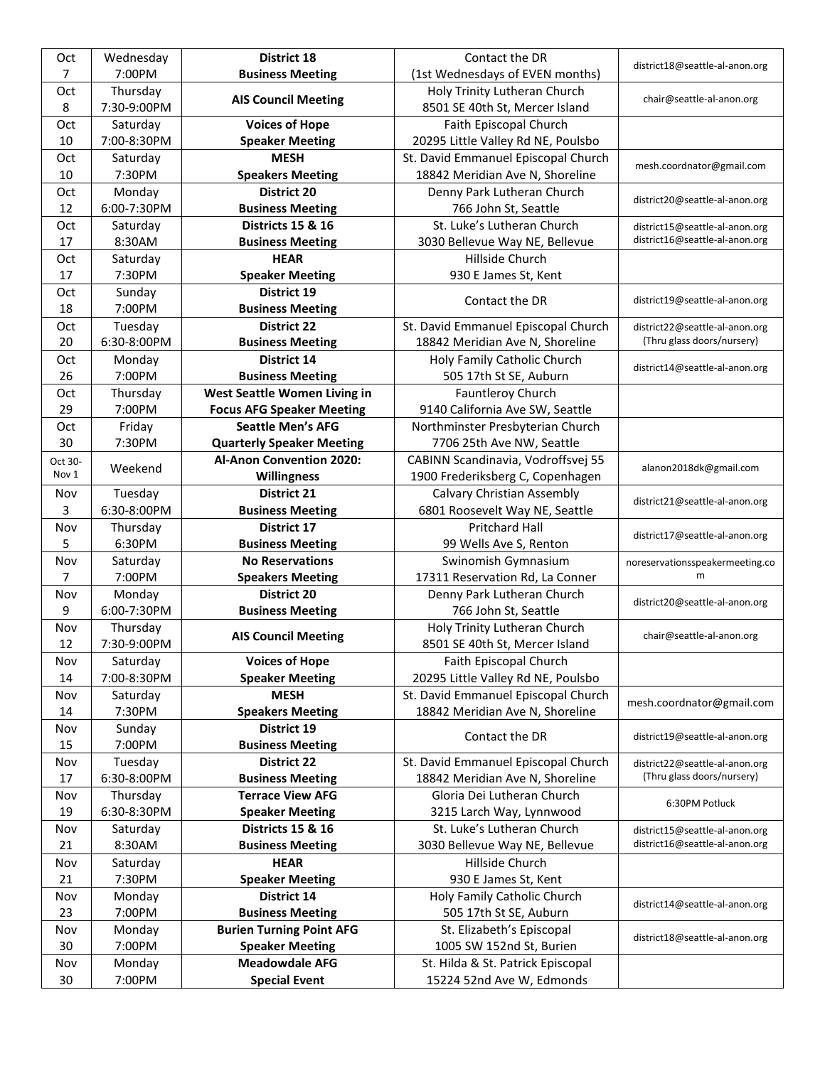| Date | Day/Time | Event | Location | Contact |
| --- | --- | --- | --- | --- |
| Oct 7 | Wednesday 7:00PM | **District 18 Business Meeting** | Contact the DR (1st Wednesdays of EVEN months) | district18@seattle-al-anon.org |
| Oct 8 | Thursday 7:30-9:00PM | **AIS Council Meeting** | Holy Trinity Lutheran Church 8501 SE 40th St, Mercer Island | chair@seattle-al-anon.org |
| Oct 10 | Saturday 7:00-8:30PM | **Voices of Hope Speaker Meeting** | Faith Episcopal Church 20295 Little Valley Rd NE, Poulsbo | |
| Oct 10 | Saturday 7:30PM | **MESH Speakers Meeting** | St. David Emmanuel Episcopal Church 18842 Meridian Ave N, Shoreline | mesh.coordnator@gmail.com |
| Oct 12 | Monday 6:00-7:30PM | **District 20 Business Meeting** | Denny Park Lutheran Church 766 John St, Seattle | district20@seattle-al-anon.org |
| Oct 17 | Saturday 8:30AM | **Districts 15 & 16 Business Meeting** | St. Luke's Lutheran Church 3030 Bellevue Way NE, Bellevue | district15@seattle-al-anon.org district16@seattle-al-anon.org |
| Oct 17 | Saturday 7:30PM | **HEAR Speaker Meeting** | Hillside Church 930 E James St, Kent | |
| Oct 18 | Sunday 7:00PM | **District 19 Business Meeting** | Contact the DR | district19@seattle-al-anon.org |
| Oct 20 | Tuesday 6:30-8:00PM | **District 22 Business Meeting** | St. David Emmanuel Episcopal Church 18842 Meridian Ave N, Shoreline | district22@seattle-al-anon.org (Thru glass doors/nursery) |
| Oct 26 | Monday 7:00PM | **District 14 Business Meeting** | Holy Family Catholic Church 505 17th St SE, Auburn | district14@seattle-al-anon.org |
| Oct 29 | Thursday 7:00PM | **West Seattle Women Living in Focus AFG Speaker Meeting** | Fauntleroy Church 9140 California Ave SW, Seattle | |
| Oct 30 | Friday 7:30PM | **Seattle Men's AFG Quarterly Speaker Meeting** | Northminster Presbyterian Church 7706 25th Ave NW, Seattle | |
| Oct 30-Nov 1 | Weekend | **Al-Anon Convention 2020: Willingness** | CABINN Scandinavia, Vodroffsvej 55 1900 Frederiksberg C, Copenhagen | alanon2018dk@gmail.com |
| Nov 3 | Tuesday 6:30-8:00PM | **District 21 Business Meeting** | Calvary Christian Assembly 6801 Roosevelt Way NE, Seattle | district21@seattle-al-anon.org |
| Nov 5 | Thursday 6:30PM | **District 17 Business Meeting** | Pritchard Hall 99 Wells Ave S, Renton | district17@seattle-al-anon.org |
| Nov 7 | Saturday 7:00PM | **No Reservations Speakers Meeting** | Swinomish Gymnasium 17311 Reservation Rd, La Conner | noreservationsspeakermeeting.com |
| Nov 9 | Monday 6:00-7:30PM | **District 20 Business Meeting** | Denny Park Lutheran Church 766 John St, Seattle | district20@seattle-al-anon.org |
| Nov 12 | Thursday 7:30-9:00PM | **AIS Council Meeting** | Holy Trinity Lutheran Church 8501 SE 40th St, Mercer Island | chair@seattle-al-anon.org |
| Nov 14 | Saturday 7:00-8:30PM | **Voices of Hope Speaker Meeting** | Faith Episcopal Church 20295 Little Valley Rd NE, Poulsbo | |
| Nov 14 | Saturday 7:30PM | **MESH Speakers Meeting** | St. David Emmanuel Episcopal Church 18842 Meridian Ave N, Shoreline | mesh.coordnator@gmail.com |
| Nov 15 | Sunday 7:00PM | **District 19 Business Meeting** | Contact the DR | district19@seattle-al-anon.org |
| Nov 17 | Tuesday 6:30-8:00PM | **District 22 Business Meeting** | St. David Emmanuel Episcopal Church 18842 Meridian Ave N, Shoreline | district22@seattle-al-anon.org (Thru glass doors/nursery) |
| Nov 19 | Thursday 6:30-8:30PM | **Terrace View AFG Speaker Meeting** | Gloria Dei Lutheran Church 3215 Larch Way, Lynnwood | 6:30PM Potluck |
| Nov 21 | Saturday 8:30AM | **Districts 15 & 16 Business Meeting** | St. Luke's Lutheran Church 3030 Bellevue Way NE, Bellevue | district15@seattle-al-anon.org district16@seattle-al-anon.org |
| Nov 21 | Saturday 7:30PM | **HEAR Speaker Meeting** | Hillside Church 930 E James St, Kent | |
| Nov 23 | Monday 7:00PM | **District 14 Business Meeting** | Holy Family Catholic Church 505 17th St SE, Auburn | district14@seattle-al-anon.org |
| Nov 30 | Monday 7:00PM | **Burien Turning Point AFG Speaker Meeting** | St. Elizabeth's Episcopal 1005 SW 152nd St, Burien | district18@seattle-al-anon.org |
| Nov 30 | Monday 7:00PM | **Meadowdale AFG Special Event** | St. Hilda & St. Patrick Episcopal 15224 52nd Ave W, Edmonds | |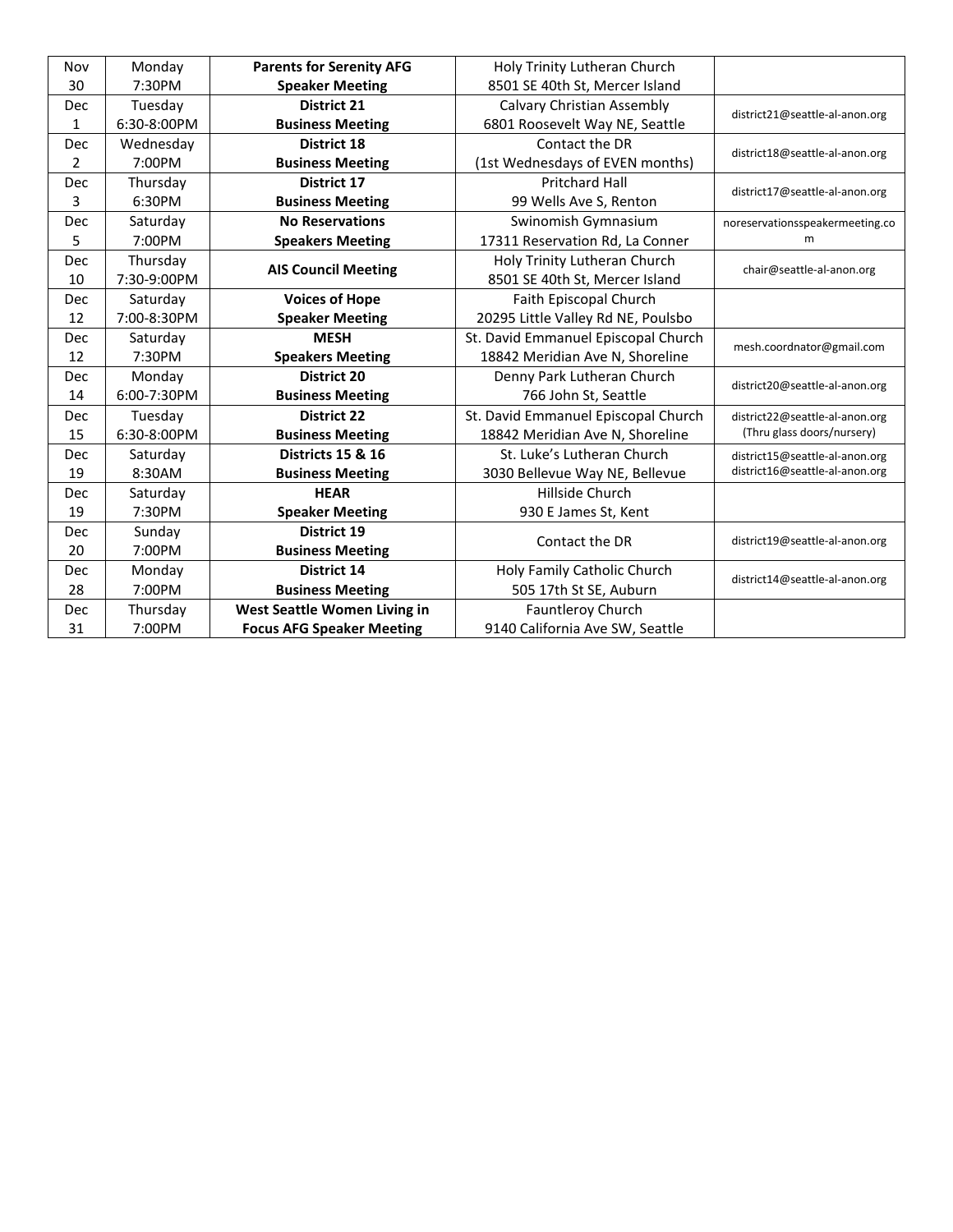| | | | | |
|---|---|---|---|---|
| Nov 30 | Monday 7:30PM | **Parents for Serenity AFG Speaker Meeting** | Holy Trinity Lutheran Church 8501 SE 40th St, Mercer Island | |
| Dec 1 | Tuesday 6:30-8:00PM | **District 21 Business Meeting** | Calvary Christian Assembly 6801 Roosevelt Way NE, Seattle | district21@seattle-al-anon.org |
| Dec 2 | Wednesday 7:00PM | **District 18 Business Meeting** | Contact the DR (1st Wednesdays of EVEN months) | district18@seattle-al-anon.org |
| Dec 3 | Thursday 6:30PM | **District 17 Business Meeting** | Pritchard Hall 99 Wells Ave S, Renton | district17@seattle-al-anon.org |
| Dec 5 | Saturday 7:00PM | **No Reservations Speakers Meeting** | Swinomish Gymnasium 17311 Reservation Rd, La Conner | noreservationsspeakermeeting.com |
| Dec 10 | Thursday 7:30-9:00PM | **AIS Council Meeting** | Holy Trinity Lutheran Church 8501 SE 40th St, Mercer Island | chair@seattle-al-anon.org |
| Dec 12 | Saturday 7:00-8:30PM | **Voices of Hope Speaker Meeting** | Faith Episcopal Church 20295 Little Valley Rd NE, Poulsbo | |
| Dec 12 | Saturday 7:30PM | **MESH Speakers Meeting** | St. David Emmanuel Episcopal Church 18842 Meridian Ave N, Shoreline | mesh.coordnator@gmail.com |
| Dec 14 | Monday 6:00-7:30PM | **District 20 Business Meeting** | Denny Park Lutheran Church 766 John St, Seattle | district20@seattle-al-anon.org |
| Dec 15 | Tuesday 6:30-8:00PM | **District 22 Business Meeting** | St. David Emmanuel Episcopal Church 18842 Meridian Ave N, Shoreline | district22@seattle-al-anon.org (Thru glass doors/nursery) |
| Dec 19 | Saturday 8:30AM | **Districts 15 & 16 Business Meeting** | St. Luke's Lutheran Church 3030 Bellevue Way NE, Bellevue | district15@seattle-al-anon.org district16@seattle-al-anon.org |
| Dec 19 | Saturday 7:30PM | **HEAR Speaker Meeting** | Hillside Church 930 E James St, Kent | |
| Dec 20 | Sunday 7:00PM | **District 19 Business Meeting** | Contact the DR | district19@seattle-al-anon.org |
| Dec 28 | Monday 7:00PM | **District 14 Business Meeting** | Holy Family Catholic Church 505 17th St SE, Auburn | district14@seattle-al-anon.org |
| Dec 31 | Thursday 7:00PM | **West Seattle Women Living in Focus AFG Speaker Meeting** | Fauntleroy Church 9140 California Ave SW, Seattle | |